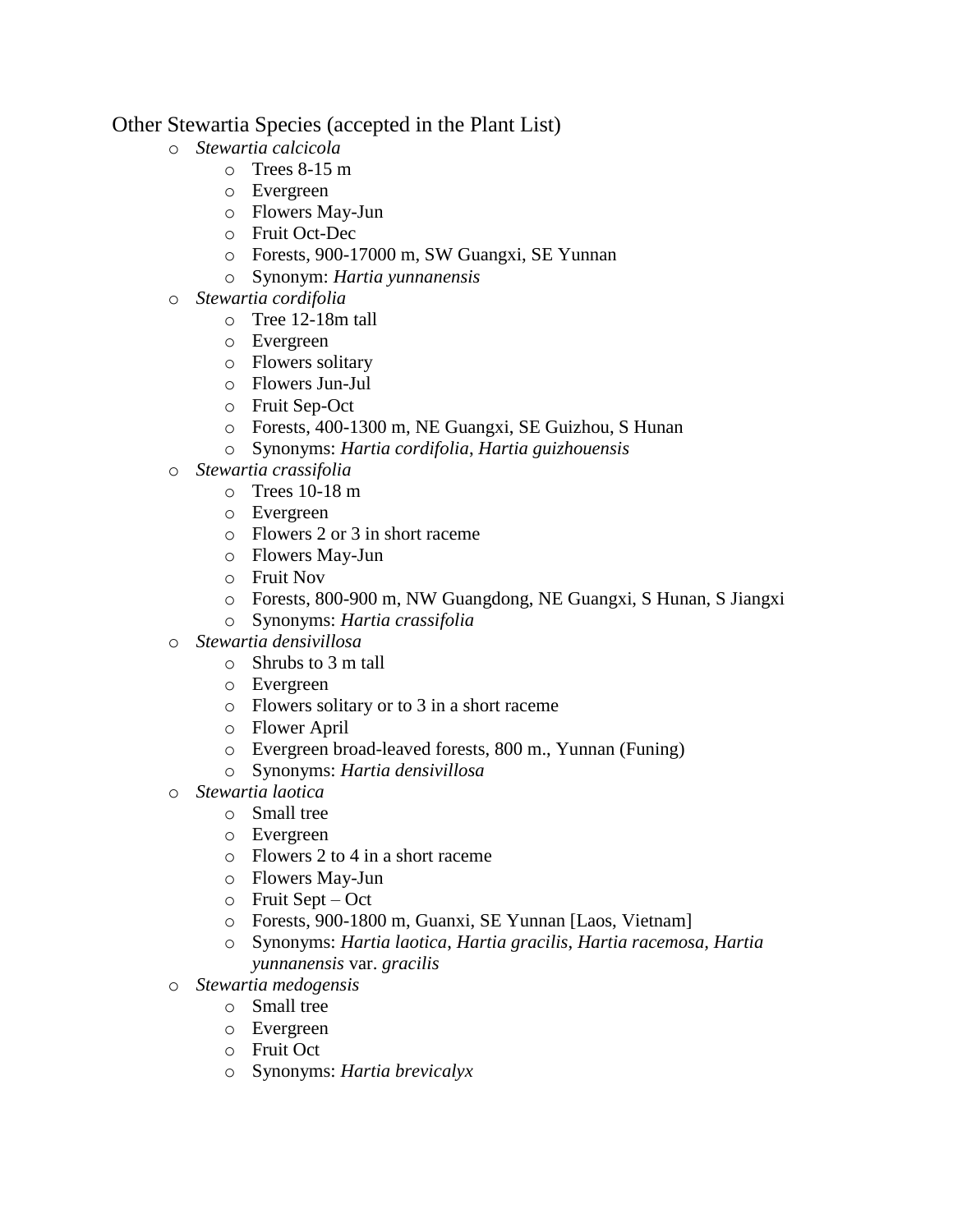Other Stewartia Species (accepted in the Plant List)

- *Stewartia calcicola*
  - Trees 8-15 m
  - Evergreen
  - Flowers May-Jun
  - Fruit Oct-Dec
  - Forests, 900-17000 m, SW Guangxi, SE Yunnan
  - Synonym: *Hartia yunnanensis*
- *Stewartia cordifolia*
  - Tree 12-18m tall
  - Evergreen
  - Flowers solitary
  - Flowers Jun-Jul
  - Fruit Sep-Oct
  - Forests, 400-1300 m, NE Guangxi, SE Guizhou, S Hunan
  - Synonyms: *Hartia cordifolia*, *Hartia guizhouensis*
- *Stewartia crassifolia*
  - Trees 10-18 m
  - Evergreen
  - Flowers 2 or 3 in short raceme
  - Flowers May-Jun
  - Fruit Nov
  - Forests, 800-900 m, NW Guangdong, NE Guangxi, S Hunan, S Jiangxi
  - Synonyms: *Hartia crassifolia*
- *Stewartia densivillosa*
  - Shrubs to 3 m tall
  - Evergreen
  - Flowers solitary or to 3 in a short raceme
  - Flower April
  - Evergreen broad-leaved forests, 800 m., Yunnan (Funing)
  - Synonyms: *Hartia densivillosa*
- *Stewartia laotica*
  - Small tree
  - Evergreen
  - Flowers 2 to 4 in a short raceme
  - Flowers May-Jun
  - Fruit Sept – Oct
  - Forests, 900-1800 m, Guanxi, SE Yunnan [Laos, Vietnam]
  - Synonyms: *Hartia laotica*, *Hartia gracilis*, *Hartia racemosa, Hartia yunnanensis* var. *gracilis*
- *Stewartia medogensis*
  - Small tree
  - Evergreen
  - Fruit Oct
  - Synonyms: *Hartia brevicalyx*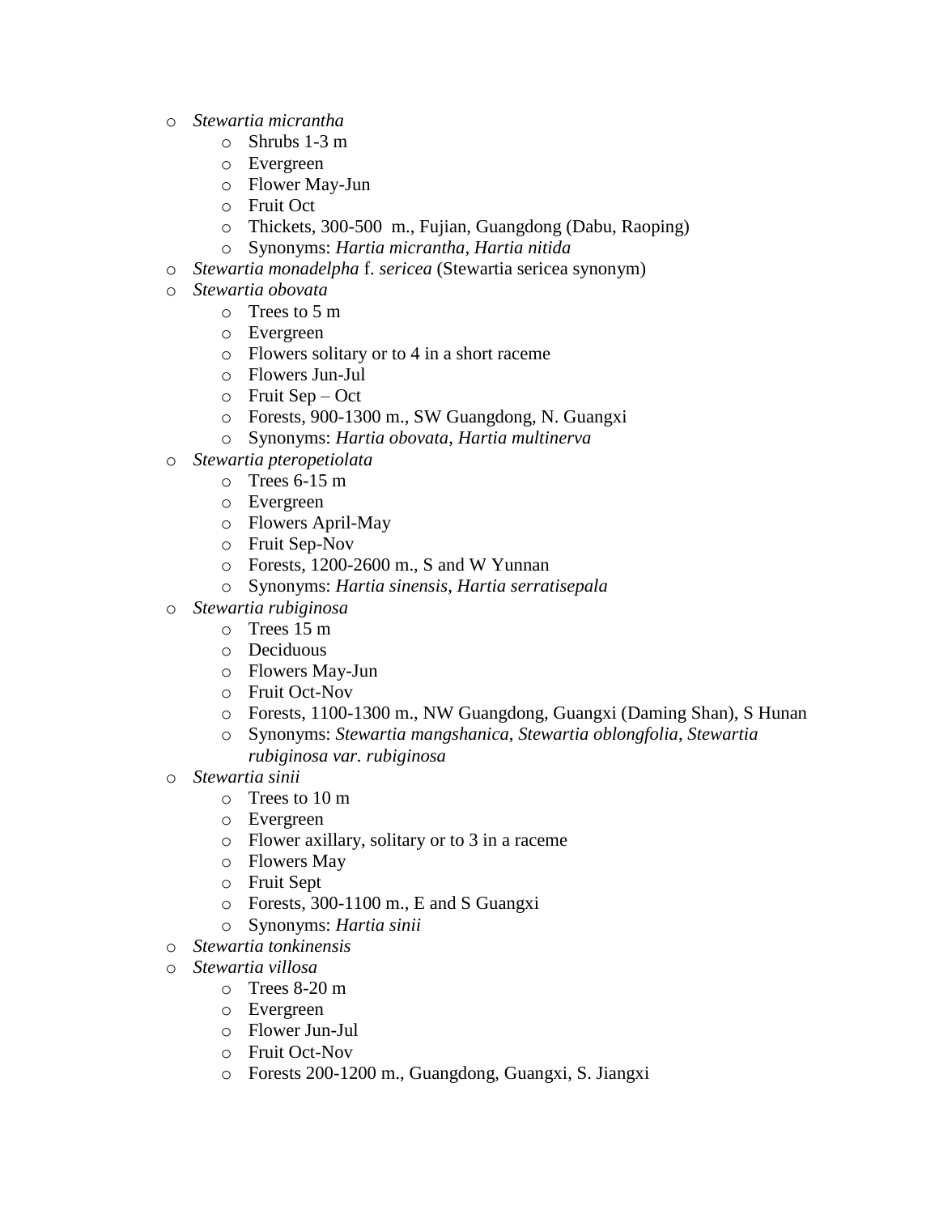- *Stewartia micrantha*
    - Shrubs 1-3 m
    - Evergreen
    - Flower May-Jun
    - Fruit Oct
    - Thickets, 300-500 m., Fujian, Guangdong (Dabu, Raoping)
    - Synonyms: *Hartia micrantha, Hartia nitida*
- *Stewartia monadelpha* f. *sericea* (Stewartia sericea synonym)
- *Stewartia obovata*
    - Trees to 5 m
    - Evergreen
    - Flowers solitary or to 4 in a short raceme
    - Flowers Jun-Jul
    - Fruit Sep – Oct
    - Forests, 900-1300 m., SW Guangdong, N. Guangxi
    - Synonyms: *Hartia obovata*, *Hartia multinerva*
- *Stewartia pteropetiolata*
    - Trees 6-15 m
    - Evergreen
    - Flowers April-May
    - Fruit Sep-Nov
    - Forests, 1200-2600 m., S and W Yunnan
    - Synonyms: *Hartia sinensis*, *Hartia serratisepala*
- *Stewartia rubiginosa*
    - Trees 15 m
    - Deciduous
    - Flowers May-Jun
    - Fruit Oct-Nov
    - Forests, 1100-1300 m., NW Guangdong, Guangxi (Daming Shan), S Hunan
    - Synonyms: *Stewartia mangshanica*, *Stewartia oblongfolia*, *Stewartia rubiginosa var. rubiginosa*
- *Stewartia sinii*
    - Trees to 10 m
    - Evergreen
    - Flower axillary, solitary or to 3 in a raceme
    - Flowers May
    - Fruit Sept
    - Forests, 300-1100 m., E and S Guangxi
    - Synonyms: *Hartia sinii*
- *Stewartia tonkinensis*
- *Stewartia villosa*
    - Trees 8-20 m
    - Evergreen
    - Flower Jun-Jul
    - Fruit Oct-Nov
    - Forests 200-1200 m., Guangdong, Guangxi, S. Jiangxi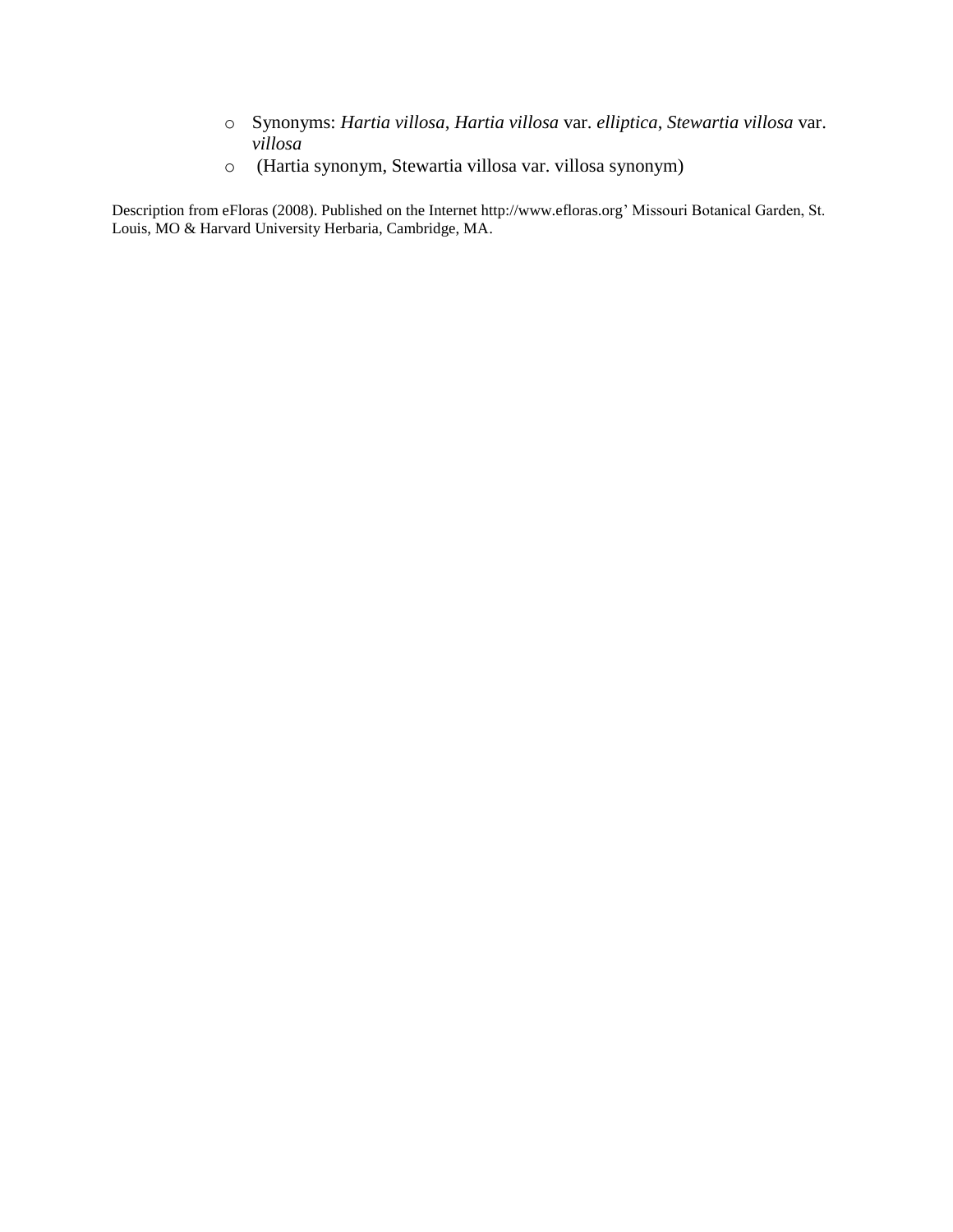- Synonyms: *Hartia villosa*, *Hartia villosa* var. *elliptica*, *Stewartia villosa* var. *villosa*
- (Hartia synonym, Stewartia villosa var. villosa synonym)

Description from eFloras (2008). Published on the Internet http://www.efloras.org' Missouri Botanical Garden, St. Louis, MO & Harvard University Herbaria, Cambridge, MA.